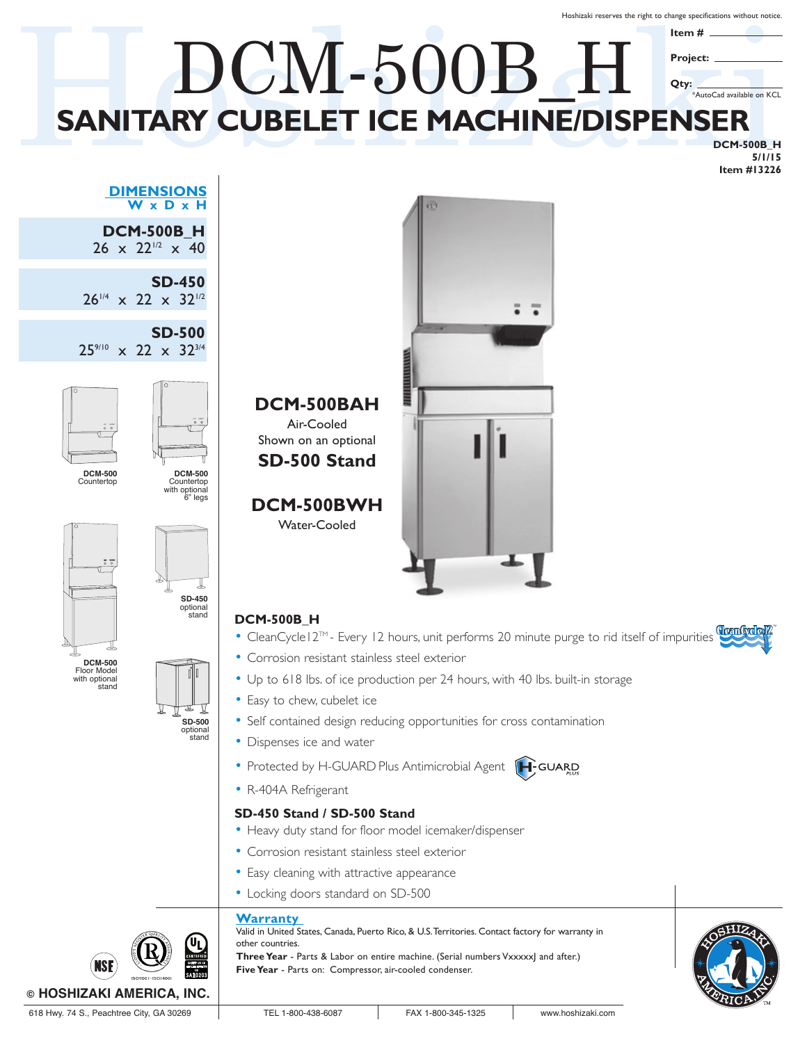Hoshizaki reserves the right to change specifications without notice.

Item # ____________

Project: ____________

Qty: ____________

*AutoCad available on KCL

# DCM-500B_H

## SANITARY CUBELET ICE MACHINE/DISPENSER

**DCM-500B_H**
**5/1/15**
**Item #13226**

### DIMENSIONS
**W x D x H**

**DCM-500B_H**
26 x 22 1/2 x 40

**SD-450**
26 1/4 x 22 x 32 1/2

**SD-500**
25 9/10 x 22 x 32 3/4

**DCM-500** Countertop

**DCM-500** Countertop with optional 6" legs

**DCM-500** Floor Model with optional stand

**SD-450** optional stand

**SD-500** optional stand

**DCM-500BAH**
Air-Cooled
Shown on an optional
**SD-500 Stand**

**DCM-500BWH**
Water-Cooled

### DCM-500B_H

- CleanCycle12™ - Every 12 hours, unit performs 20 minute purge to rid itself of impurities
- Corrosion resistant stainless steel exterior
- Up to 618 lbs. of ice production per 24 hours, with 40 lbs. built-in storage
- Easy to chew, cubelet ice
- Self contained design reducing opportunities for cross contamination
- Dispenses ice and water
- Protected by H-GUARD Plus Antimicrobial Agent
- R-404A Refrigerant

### SD-450 Stand / SD-500 Stand

- Heavy duty stand for floor model icemaker/dispenser
- Corrosion resistant stainless steel exterior
- Easy cleaning with attractive appearance
- Locking doors standard on SD-500

### Warranty

Valid in United States, Canada, Puerto Rico, & U.S. Territories. Contact factory for warranty in other countries.

**Three Year** - Parts & Labor on entire machine. (Serial numbers VxxxxxJ and after.)

**Five Year** - Parts on: Compressor, air-cooled condenser.

**© HOSHIZAKI AMERICA, INC.**

618 Hwy. 74 S., Peachtree City, GA 30269 | TEL 1-800-438-6087 | FAX 1-800-345-1325 | www.hoshizaki.com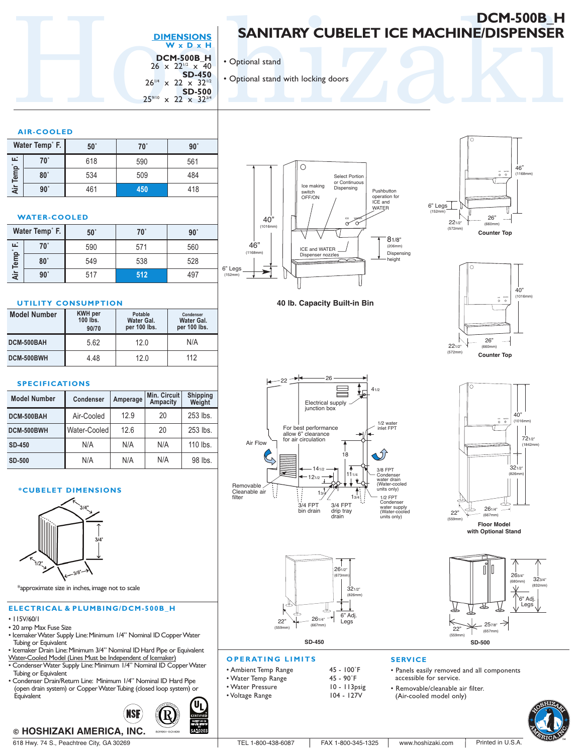# DCM-500B_H
# SANITARY CUBELET ICE MACHINE/DISPENSER

## DIMENSIONS
**W x D x H**

**DCM-500B_H**
26 x 22 1/2 x 40

**SD-450**
26 1/4 x 22 x 32 1/2

**SD-500**
25 9/10 x 22 x 32 3/4

- Optional stand
- Optional stand with locking doors

## AIR-COOLED

| Water Temp° F. | | 50° | 70° | 90° |
|---|---|---|---|---|
| Air Temp° F. | 70° | 618 | 590 | 561 |
| | 80° | 534 | 509 | 484 |
| | 90° | 461 | **450** | 418 |

## WATER-COOLED

| Water Temp° F. | | 50° | 70° | 90° |
|---|---|---|---|---|
| Air Temp° F. | 70° | 590 | 571 | 560 |
| | 80° | 549 | 538 | 528 |
| | 90° | 517 | **512** | 497 |

## UTILITY CONSUMPTION

| Model Number | KWH per 100 lbs. 90/70 | Potable Water Gal. per 100 lbs. | Condenser Water Gal. per 100 lbs. |
|---|---|---|---|
| DCM-500BAH | 5.62 | 12.0 | N/A |
| DCM-500BWH | 4.48 | 12.0 | 112 |

## SPECIFICATIONS

| Model Number | Condenser | Amperage | Min. Circuit Ampacity | Shipping Weight |
|---|---|---|---|---|
| DCM-500BAH | Air-Cooled | 12.9 | 20 | 253 lbs. |
| DCM-500BWH | Water-Cooled | 12.6 | 20 | 253 lbs. |
| SD-450 | N/A | N/A | N/A | 110 lbs. |
| SD-500 | N/A | N/A | N/A | 98 lbs. |

## *CUBELET DIMENSIONS

3/4"
3/4"
1/2"
3/8"

*approximate size in inches, image not to scale

## ELECTRICAL & PLUMBING/DCM-500B_H

- 115V/60/1
- 20 amp Max Fuse Size
- Icemaker Water Supply Line: Minimum 1/4" Nominal ID Copper Water Tubing or Equivalent
- Icemaker Drain Line: Minimum 3/4" Nominal ID Hard Pipe or Equivalent Water-Cooled Model (Lines Must be Independent of Icemaker)
- Condenser Water Supply Line: Minimum 1/4" Nominal ID Copper Water Tubing or Equivalent
- Condenser Drain/Return Line: Minimum 1/4" Nominal ID Hard Pipe (open drain system) or Copper Water Tubing (closed loop system) or Equivalent

Ice making switch OFF/ON
Select Portion or Continuous Dispensing
Pushbutton operation for ICE and WATER
ICE and WATER Dispenser nozzles
40" (1016mm)
46" (1168mm)
6" Legs (152mm)
8 1/8" (206mm) Dispensing height

**40 lb. Capacity Built-in Bin**

46" (1168mm)
6" Legs (152mm)
22 1/2" (572mm)
26" (660mm)
**Counter Top**

40" (1016mm)
22 1/2" (572mm)
26" (660mm)
**Counter Top**

22
26
4 1/2
Electrical supply junction box
1/2 water inlet FPT
For best performance allow 6" clearance for air circulation
Air Flow
18
14 1/2
12 1/2
11 1/4
1 3/4
1 3/4
Removable Cleanable air filter
3/4 FPT bin drain
3/4 FPT drip tray drain
3/8 FPT Condenser water drain (Water-cooled units only)
1/2 FPT Condenser water supply (Water-cooled units only)

40" (1016mm)
72 1/2" (1842mm)
32 1/2" (826mm)
22" (559mm)
26 1/4" (667mm)
**Floor Model with Optional Stand**

26 1/2" (673mm)
32 1/2" (826mm)
22" (559mm)
26 1/4" (667mm)
6" Adj. Legs
**SD-450**

26 3/4" (680mm)
32 3/4" (832mm)
6" Adj. Legs
22" (559mm)
25 7/8" (657mm)
**SD-500**

## OPERATING LIMITS

| | |
|---|---|
| • Ambient Temp Range | 45 - 100˚F |
| • Water Temp Range | 45 - 90˚F |
| • Water Pressure | 10 - 113psig |
| • Voltage Range | 104 - 127V |

## SERVICE

- Panels easily removed and all components accessible for service.
- Removable/cleanable air filter. (Air-cooled model only)

© HOSHIZAKI AMERICA, INC.
618 Hwy. 74 S., Peachtree City, GA 30269
TEL 1-800-438-6087 | FAX 1-800-345-1325 | www.hoshizaki.com | Printed in U.S.A.